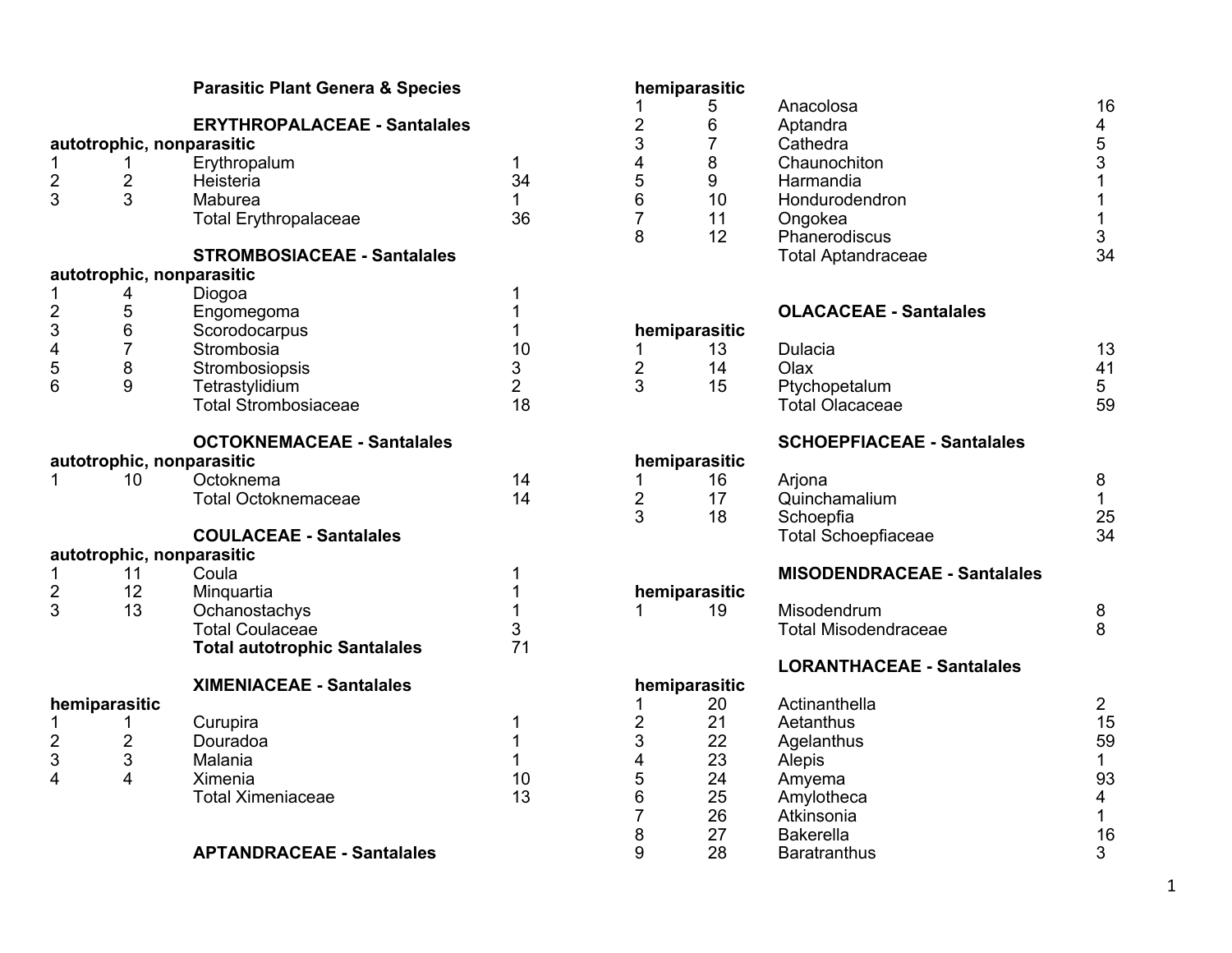# Parasitic Plant Genera & Species

## ERYTHROPALACEAE - Santalales

**autotrophic, nonparasitic**

| | | | |
|---|---|---|---|
| 1 | 1 | Erythropalum | 1 |
| 2 | 2 | Heisteria | 34 |
| 3 | 3 | Maburea | 1 |
| | | Total Erythropalaceae | 36 |

## STROMBOSIACEAE - Santalales

**autotrophic, nonparasitic**

| | | | |
|---|---|---|---|
| 1 | 4 | Diogoa | 1 |
| 2 | 5 | Engomegoma | 1 |
| 3 | 6 | Scorodocarpus | 1 |
| 4 | 7 | Strombosia | 10 |
| 5 | 8 | Strombosiopsis | 3 |
| 6 | 9 | Tetrastylidium | 2 |
| | | Total Strombosiaceae | 18 |

## OCTOKNEMACEAE - Santalales

**autotrophic, nonparasitic**

| | | | |
|---|---|---|---|
| 1 | 10 | Octoknema | 14 |
| | | Total Octoknemaceae | 14 |

## COULACEAE - Santalales

**autotrophic, nonparasitic**

| | | | |
|---|---|---|---|
| 1 | 11 | Coula | 1 |
| 2 | 12 | Minquartia | 1 |
| 3 | 13 | Ochanostachys | 1 |
| | | Total Coulaceae | 3 |
| | | **Total autotrophic Santalales** | 71 |

## XIMENIACEAE - Santalales

**hemiparasitic**

| | | | |
|---|---|---|---|
| 1 | 1 | Curupira | 1 |
| 2 | 2 | Douradoa | 1 |
| 3 | 3 | Malania | 1 |
| 4 | 4 | Ximenia | 10 |
| | | Total Ximeniaceae | 13 |

## APTANDRACEAE - Santalales

**hemiparasitic**

| | | | |
|---|---|---|---|
| 1 | 5 | Anacolosa | 16 |
| 2 | 6 | Aptandra | 4 |
| 3 | 7 | Cathedra | 5 |
| 4 | 8 | Chaunochiton | 3 |
| 5 | 9 | Harmandia | 1 |
| 6 | 10 | Hondurodendron | 1 |
| 7 | 11 | Ongokea | 1 |
| 8 | 12 | Phanerodiscus | 3 |
| | | Total Aptandraceae | 34 |

## OLACACEAE - Santalales

**hemiparasitic**

| | | | |
|---|---|---|---|
| 1 | 13 | Dulacia | 13 |
| 2 | 14 | Olax | 41 |
| 3 | 15 | Ptychopetalum | 5 |
| | | Total Olacaceae | 59 |

## SCHOEPFIACEAE - Santalales

**hemiparasitic**

| | | | |
|---|---|---|---|
| 1 | 16 | Arjona | 8 |
| 2 | 17 | Quinchamalium | 1 |
| 3 | 18 | Schoepfia | 25 |
| | | Total Schoepfiaceae | 34 |

## MISODENDRACEAE - Santalales

**hemiparasitic**

| | | | |
|---|---|---|---|
| 1 | 19 | Misodendrum | 8 |
| | | Total Misodendraceae | 8 |

## LORANTHACEAE - Santalales

**hemiparasitic**

| | | | |
|---|---|---|---|
| 1 | 20 | Actinanthella | 2 |
| 2 | 21 | Aetanthus | 15 |
| 3 | 22 | Agelanthus | 59 |
| 4 | 23 | Alepis | 1 |
| 5 | 24 | Amyema | 93 |
| 6 | 25 | Amylotheca | 4 |
| 7 | 26 | Atkinsonia | 1 |
| 8 | 27 | Bakerella | 16 |
| 9 | 28 | Baratranthus | 3 |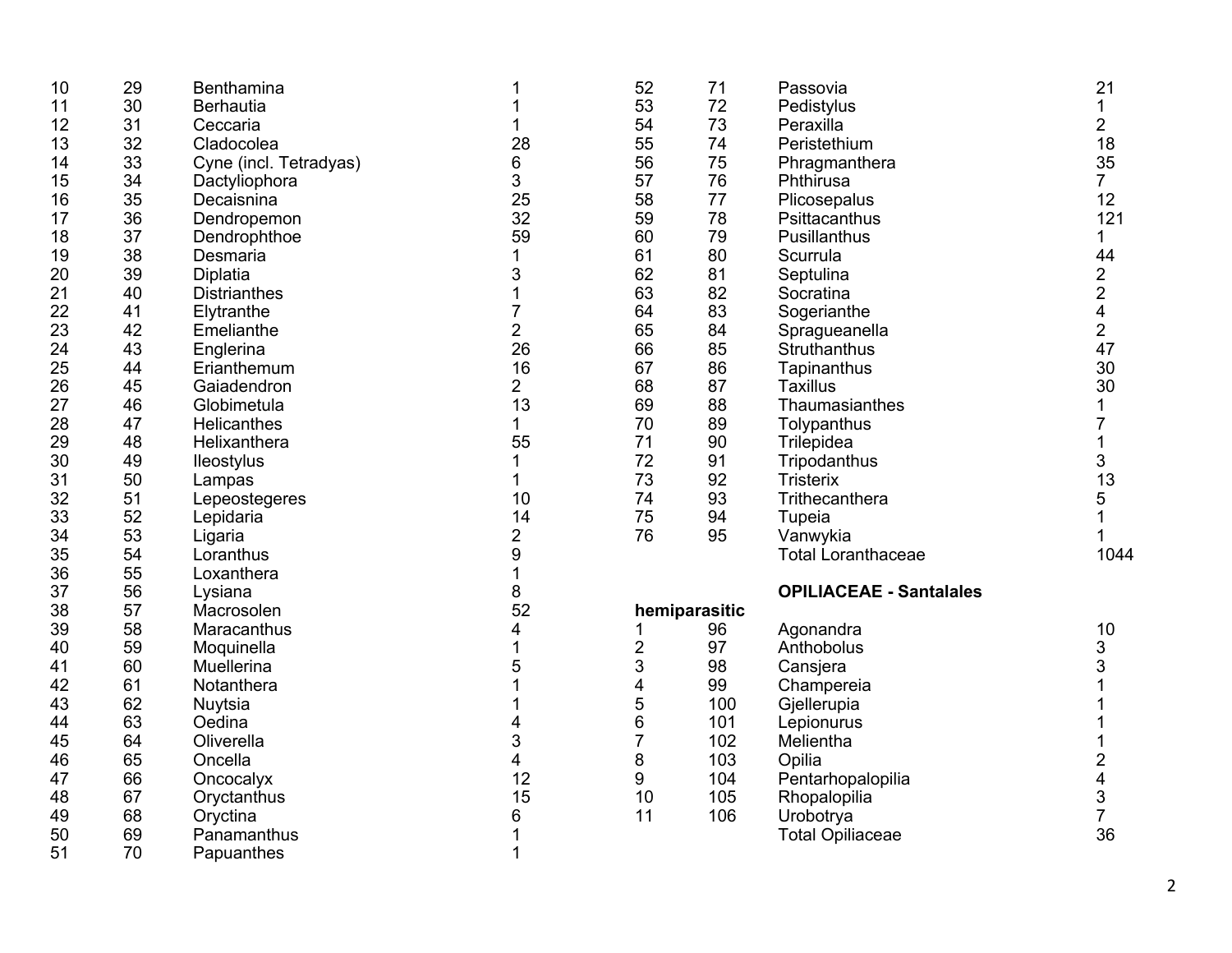| | | | |
|---|---|---|---|
| 10 | 29 | Benthamina | 1 |
| 11 | 30 | Berhautia | 1 |
| 12 | 31 | Ceccaria | 1 |
| 13 | 32 | Cladocolea | 28 |
| 14 | 33 | Cyne (incl. Tetradyas) | 6 |
| 15 | 34 | Dactyliophora | 3 |
| 16 | 35 | Decaisnina | 25 |
| 17 | 36 | Dendropemon | 32 |
| 18 | 37 | Dendrophthoe | 59 |
| 19 | 38 | Desmaria | 1 |
| 20 | 39 | Diplatia | 3 |
| 21 | 40 | Distrianthes | 1 |
| 22 | 41 | Elytranthe | 7 |
| 23 | 42 | Emelianthe | 2 |
| 24 | 43 | Englerina | 26 |
| 25 | 44 | Erianthemum | 16 |
| 26 | 45 | Gaiadendron | 2 |
| 27 | 46 | Globimetula | 13 |
| 28 | 47 | Helicanthes | 1 |
| 29 | 48 | Helixanthera | 55 |
| 30 | 49 | Ileostylus | 1 |
| 31 | 50 | Lampas | 1 |
| 32 | 51 | Lepeostegeres | 10 |
| 33 | 52 | Lepidaria | 14 |
| 34 | 53 | Ligaria | 2 |
| 35 | 54 | Loranthus | 9 |
| 36 | 55 | Loxanthera | 1 |
| 37 | 56 | Lysiana | 8 |
| 38 | 57 | Macrosolen | 52 |
| 39 | 58 | Maracanthus | 4 |
| 40 | 59 | Moquinella | 1 |
| 41 | 60 | Muellerina | 5 |
| 42 | 61 | Notanthera | 1 |
| 43 | 62 | Nuytsia | 1 |
| 44 | 63 | Oedina | 4 |
| 45 | 64 | Oliverella | 3 |
| 46 | 65 | Oncella | 4 |
| 47 | 66 | Oncocalyx | 12 |
| 48 | 67 | Oryctanthus | 15 |
| 49 | 68 | Oryctina | 6 |
| 50 | 69 | Panamanthus | 1 |
| 51 | 70 | Papuanthes | 1 |
| 52 | 71 | Passovia | 21 |
| 53 | 72 | Pedistylus | 1 |
| 54 | 73 | Peraxilla | 2 |
| 55 | 74 | Peristethium | 18 |
| 56 | 75 | Phragmanthera | 35 |
| 57 | 76 | Phthirusa | 7 |
| 58 | 77 | Plicosepalus | 12 |
| 59 | 78 | Psittacanthus | 121 |
| 60 | 79 | Pusillanthus | 1 |
| 61 | 80 | Scurrula | 44 |
| 62 | 81 | Septulina | 2 |
| 63 | 82 | Socratina | 2 |
| 64 | 83 | Sogerianthe | 4 |
| 65 | 84 | Spragueanella | 2 |
| 66 | 85 | Struthanthus | 47 |
| 67 | 86 | Tapinanthus | 30 |
| 68 | 87 | Taxillus | 30 |
| 69 | 88 | Thaumasianthes | 1 |
| 70 | 89 | Tolypanthus | 7 |
| 71 | 90 | Trilepidea | 1 |
| 72 | 91 | Tripodanthus | 3 |
| 73 | 92 | Tristerix | 13 |
| 74 | 93 | Trithecanthera | 5 |
| 75 | 94 | Tupeia | 1 |
| 76 | 95 | Vanwykia | 1 |
| | | Total Loranthaceae | 1044 |

**OPILIACEAE - Santalales**

**hemiparasitic**

| | | | |
|---|---|---|---|
| 1 | 96 | Agonandra | 10 |
| 2 | 97 | Anthobolus | 3 |
| 3 | 98 | Cansjera | 3 |
| 4 | 99 | Champereia | 1 |
| 5 | 100 | Gjellerupia | 1 |
| 6 | 101 | Lepionurus | 1 |
| 7 | 102 | Melientha | 1 |
| 8 | 103 | Opilia | 2 |
| 9 | 104 | Pentarhopalopilia | 4 |
| 10 | 105 | Rhopalopilia | 3 |
| 11 | 106 | Urobotrya | 7 |
| | | Total Opiliaceae | 36 |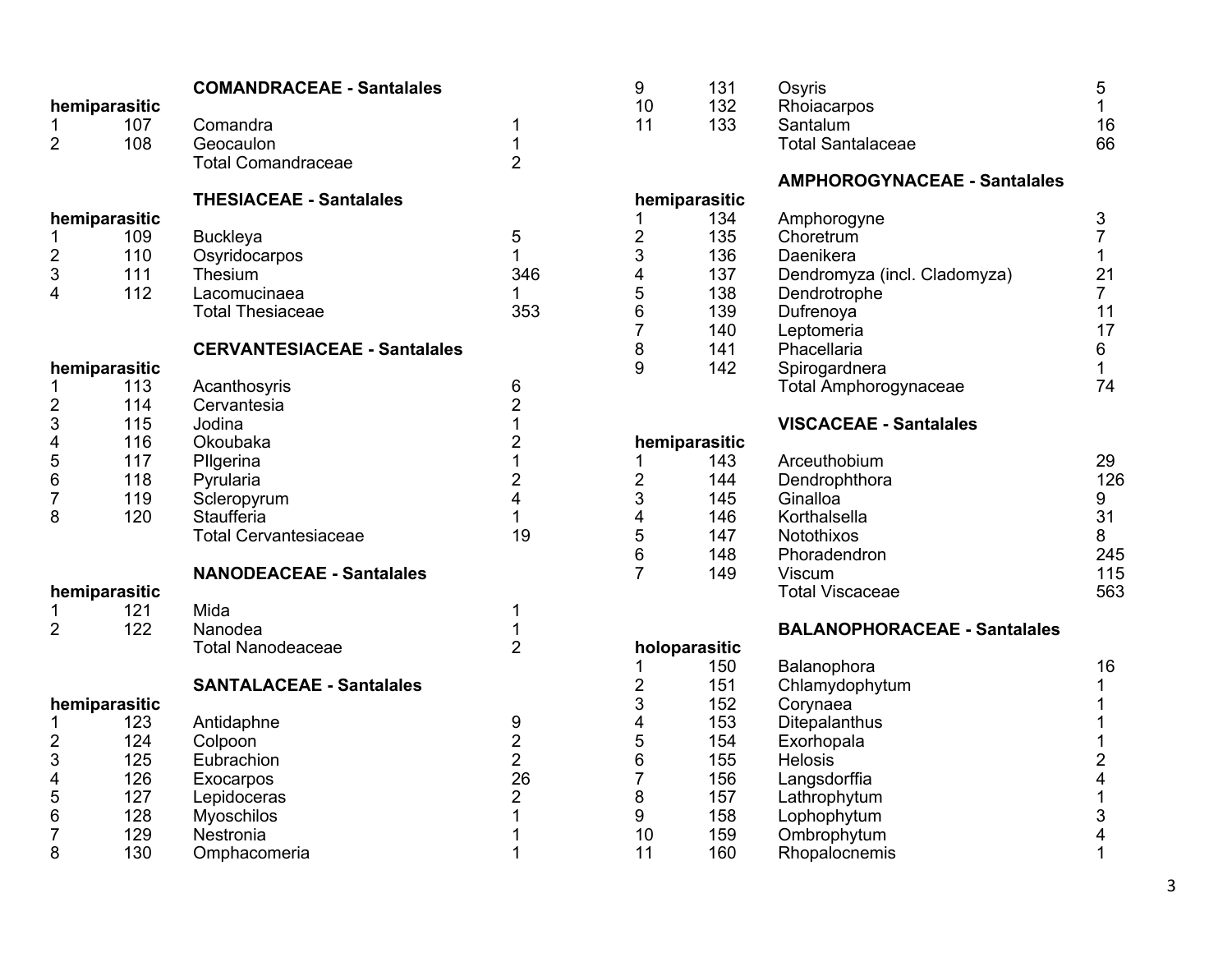## COMANDRACEAE - Santalales

| | | | |
|---|---|---|---|
| **hemiparasitic** | | | |
| 1 | 107 | Comandra | 1 |
| 2 | 108 | Geocaulon | 1 |
| | | Total Comandraceae | 2 |

## THESIACEAE - Santalales

| | | | |
|---|---|---|---|
| **hemiparasitic** | | | |
| 1 | 109 | Buckleya | 5 |
| 2 | 110 | Osyridocarpos | 1 |
| 3 | 111 | Thesium | 346 |
| 4 | 112 | Lacomucinaea | 1 |
| | | Total Thesiaceae | 353 |

## CERVANTESIACEAE - Santalales

| | | | |
|---|---|---|---|
| **hemiparasitic** | | | |
| 1 | 113 | Acanthosyris | 6 |
| 2 | 114 | Cervantesia | 2 |
| 3 | 115 | Jodina | 1 |
| 4 | 116 | Okoubaka | 2 |
| 5 | 117 | Pllgerina | 1 |
| 6 | 118 | Pyrularia | 2 |
| 7 | 119 | Scleropyrum | 4 |
| 8 | 120 | Staufferia | 1 |
| | | Total Cervantesiaceae | 19 |

## NANODEACEAE - Santalales

| | | | |
|---|---|---|---|
| **hemiparasitic** | | | |
| 1 | 121 | Mida | 1 |
| 2 | 122 | Nanodea | 1 |
| | | Total Nanodeaceae | 2 |

## SANTALACEAE - Santalales

| | | | |
|---|---|---|---|
| **hemiparasitic** | | | |
| 1 | 123 | Antidaphne | 9 |
| 2 | 124 | Colpoon | 2 |
| 3 | 125 | Eubrachion | 2 |
| 4 | 126 | Exocarpos | 26 |
| 5 | 127 | Lepidoceras | 2 |
| 6 | 128 | Myoschilos | 1 |
| 7 | 129 | Nestronia | 1 |
| 8 | 130 | Omphacomeria | 1 |
| 9 | 131 | Osyris | 5 |
| 10 | 132 | Rhoiacarpos | 1 |
| 11 | 133 | Santalum | 16 |
| | | Total Santalaceae | 66 |

## AMPHOROGYNACEAE - Santalales

| | | | |
|---|---|---|---|
| **hemiparasitic** | | | |
| 1 | 134 | Amphorogyne | 3 |
| 2 | 135 | Choretrum | 7 |
| 3 | 136 | Daenikera | 1 |
| 4 | 137 | Dendromyza (incl. Cladomyza) | 21 |
| 5 | 138 | Dendrotrophe | 7 |
| 6 | 139 | Dufrenoya | 11 |
| 7 | 140 | Leptomeria | 17 |
| 8 | 141 | Phacellaria | 6 |
| 9 | 142 | Spirogardnera | 1 |
| | | Total Amphorogynaceae | 74 |

## VISCACEAE - Santalales

| | | | |
|---|---|---|---|
| **hemiparasitic** | | | |
| 1 | 143 | Arceuthobium | 29 |
| 2 | 144 | Dendrophthora | 126 |
| 3 | 145 | Ginalloa | 9 |
| 4 | 146 | Korthalsella | 31 |
| 5 | 147 | Notothixos | 8 |
| 6 | 148 | Phoradendron | 245 |
| 7 | 149 | Viscum | 115 |
| | | Total Viscaceae | 563 |

## BALANOPHORACEAE - Santalales

| | | | |
|---|---|---|---|
| **holoparasitic** | | | |
| 1 | 150 | Balanophora | 16 |
| 2 | 151 | Chlamydophytum | 1 |
| 3 | 152 | Corynaea | 1 |
| 4 | 153 | Ditepalanthus | 1 |
| 5 | 154 | Exorhopala | 1 |
| 6 | 155 | Helosis | 2 |
| 7 | 156 | Langsdorffia | 4 |
| 8 | 157 | Lathrophytum | 1 |
| 9 | 158 | Lophophytum | 3 |
| 10 | 159 | Ombrophytum | 4 |
| 11 | 160 | Rhopalocnemis | 1 |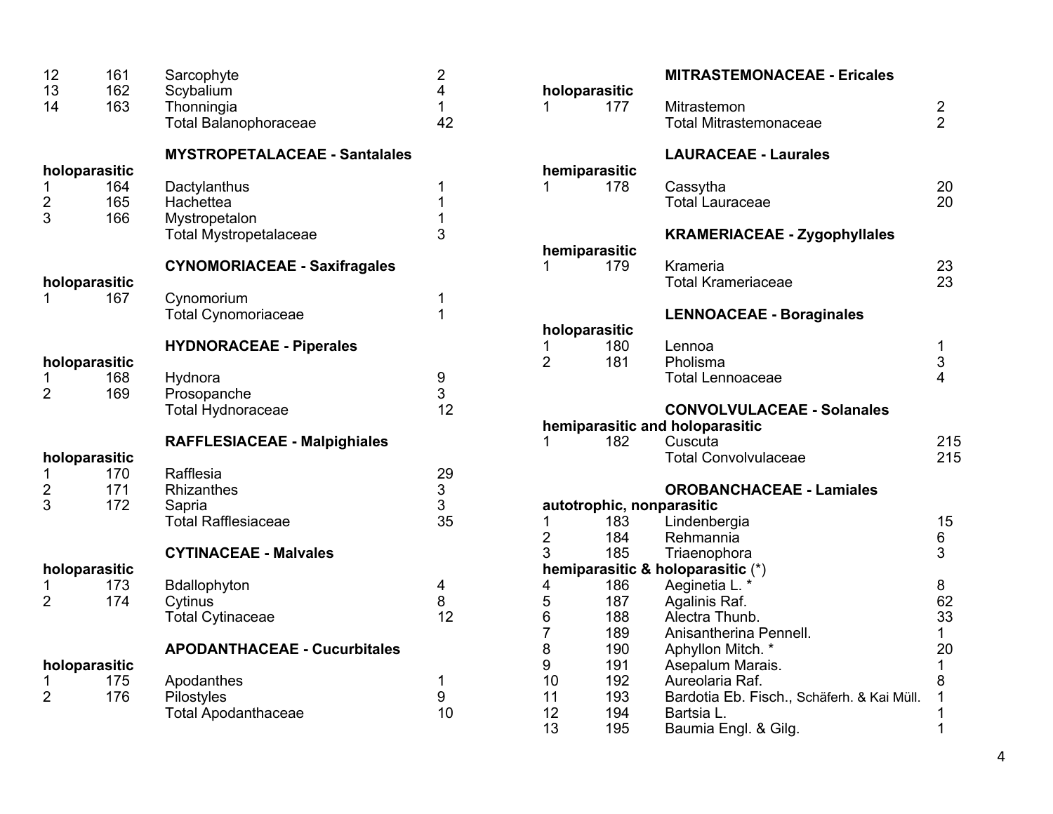| | | | |
|---|---|---|---|
| 12 | 161 | Sarcophyte | 2 |
| 13 | 162 | Scybalium | 4 |
| 14 | 163 | Thonningia | 1 |
| | | Total Balanophoraceae | 42 |

**MYSTROPETALACEAE - Santalales**

**holoparasitic**

| | | | |
|---|---|---|---|
| 1 | 164 | Dactylanthus | 1 |
| 2 | 165 | Hachettea | 1 |
| 3 | 166 | Mystropetalon | 1 |
| | | Total Mystropetalaceae | 3 |

**CYNOMORIACEAE - Saxifragales**

**holoparasitic**

| | | | |
|---|---|---|---|
| 1 | 167 | Cynomorium | 1 |
| | | Total Cynomoriaceae | 1 |

**HYDNORACEAE - Piperales**

**holoparasitic**

| | | | |
|---|---|---|---|
| 1 | 168 | Hydnora | 9 |
| 2 | 169 | Prosopanche | 3 |
| | | Total Hydnoraceae | 12 |

**RAFFLESIACEAE - Malpighiales**

**holoparasitic**

| | | | |
|---|---|---|---|
| 1 | 170 | Rafflesia | 29 |
| 2 | 171 | Rhizanthes | 3 |
| 3 | 172 | Sapria | 3 |
| | | Total Rafflesiaceae | 35 |

**CYTINACEAE - Malvales**

**holoparasitic**

| | | | |
|---|---|---|---|
| 1 | 173 | Bdallophyton | 4 |
| 2 | 174 | Cytinus | 8 |
| | | Total Cytinaceae | 12 |

**APODANTHACEAE - Cucurbitales**

**holoparasitic**

| | | | |
|---|---|---|---|
| 1 | 175 | Apodanthes | 1 |
| 2 | 176 | Pilostyles | 9 |
| | | Total Apodanthaceae | 10 |

**MITRASTEMONACEAE - Ericales**

**holoparasitic**

| | | | |
|---|---|---|---|
| 1 | 177 | Mitrastemon | 2 |
| | | Total Mitrastemonaceae | 2 |

**LAURACEAE - Laurales**

**hemiparasitic**

| | | | |
|---|---|---|---|
| 1 | 178 | Cassytha | 20 |
| | | Total Lauraceae | 20 |

**KRAMERIACEAE - Zygophyllales**

**hemiparasitic**

| | | | |
|---|---|---|---|
| 1 | 179 | Krameria | 23 |
| | | Total Krameriaceae | 23 |

**LENNOACEAE - Boraginales**

**holoparasitic**

| | | | |
|---|---|---|---|
| 1 | 180 | Lennoa | 1 |
| 2 | 181 | Pholisma | 3 |
| | | Total Lennoaceae | 4 |

**CONVOLVULACEAE - Solanales**

**hemiparasitic and holoparasitic**

| | | | |
|---|---|---|---|
| 1 | 182 | Cuscuta | 215 |
| | | Total Convolvulaceae | 215 |

**OROBANCHACEAE - Lamiales**

**autotrophic, nonparasitic**

| | | | |
|---|---|---|---|
| 1 | 183 | Lindenbergia | 15 |
| 2 | 184 | Rehmannia | 6 |
| 3 | 185 | Triaenophora | 3 |

**hemiparasitic & holoparasitic** (*)

| | | | |
|---|---|---|---|
| 4 | 186 | Aeginetia L. * | 8 |
| 5 | 187 | Agalinis Raf. | 62 |
| 6 | 188 | Alectra Thunb. | 33 |
| 7 | 189 | Anisantherina Pennell. | 1 |
| 8 | 190 | Aphyllon Mitch. * | 20 |
| 9 | 191 | Asepalum Marais. | 1 |
| 10 | 192 | Aureolaria Raf. | 8 |
| 11 | 193 | Bardotia Eb. Fisch., Schäferh. & Kai Müll. | 1 |
| 12 | 194 | Bartsia L. | 1 |
| 13 | 195 | Baumia Engl. & Gilg. | 1 |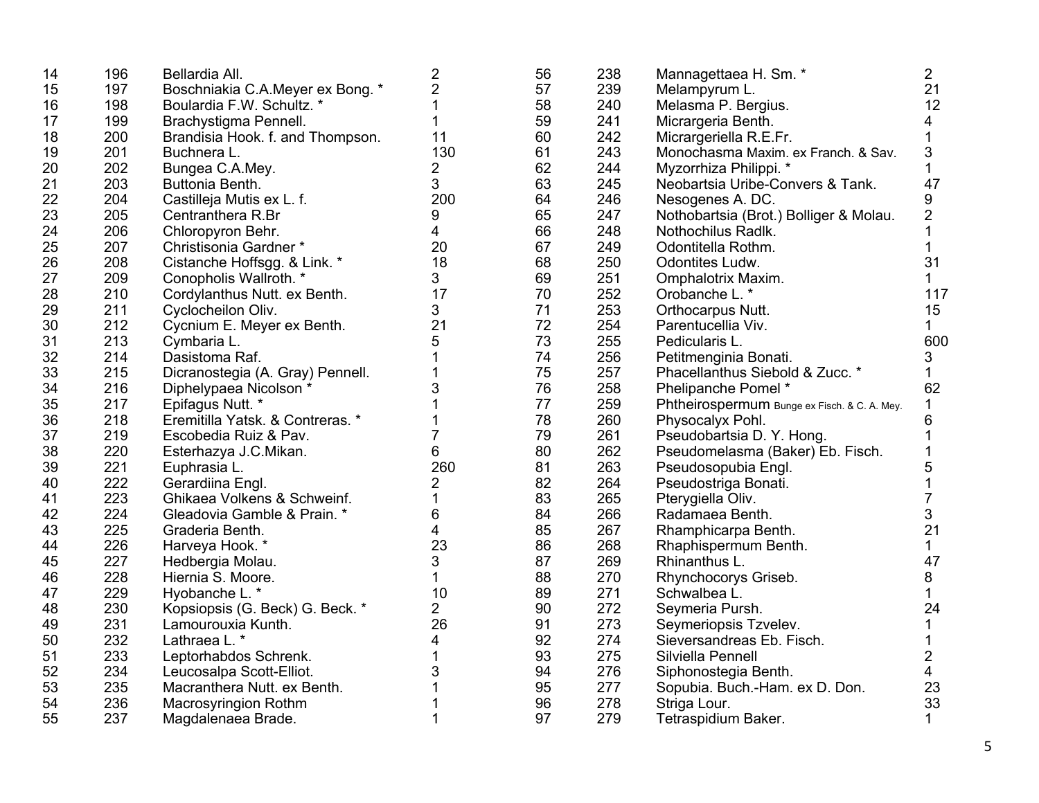| | | | |
|---|---|---|---|
| 14 | 196 | Bellardia All. | 2 |
| 15 | 197 | Boschniakia C.A.Meyer ex Bong. * | 2 |
| 16 | 198 | Boulardia F.W. Schultz. * | 1 |
| 17 | 199 | Brachystigma Pennell. | 1 |
| 18 | 200 | Brandisia Hook. f. and Thompson. | 11 |
| 19 | 201 | Buchnera L. | 130 |
| 20 | 202 | Bungea C.A.Mey. | 2 |
| 21 | 203 | Buttonia Benth. | 3 |
| 22 | 204 | Castilleja Mutis ex L. f. | 200 |
| 23 | 205 | Centranthera R.Br | 9 |
| 24 | 206 | Chloropyron Behr. | 4 |
| 25 | 207 | Christisonia Gardner * | 20 |
| 26 | 208 | Cistanche Hoffsgg. & Link. * | 18 |
| 27 | 209 | Conopholis Wallroth. * | 3 |
| 28 | 210 | Cordylanthus Nutt. ex Benth. | 17 |
| 29 | 211 | Cyclocheilon Oliv. | 3 |
| 30 | 212 | Cycnium E. Meyer ex Benth. | 21 |
| 31 | 213 | Cymbaria L. | 5 |
| 32 | 214 | Dasistoma Raf. | 1 |
| 33 | 215 | Dicranostegia (A. Gray) Pennell. | 1 |
| 34 | 216 | Diphelypaea Nicolson * | 3 |
| 35 | 217 | Epifagus Nutt. * | 1 |
| 36 | 218 | Eremitilla Yatsk. & Contreras. * | 1 |
| 37 | 219 | Escobedia Ruiz & Pav. | 7 |
| 38 | 220 | Esterhazya J.C.Mikan. | 6 |
| 39 | 221 | Euphrasia L. | 260 |
| 40 | 222 | Gerardiina Engl. | 2 |
| 41 | 223 | Ghikaea Volkens & Schweinf. | 1 |
| 42 | 224 | Gleadovia Gamble & Prain. * | 6 |
| 43 | 225 | Graderia Benth. | 4 |
| 44 | 226 | Harveya Hook. * | 23 |
| 45 | 227 | Hedbergia Molau. | 3 |
| 46 | 228 | Hiernia S. Moore. | 1 |
| 47 | 229 | Hyobanche L. * | 10 |
| 48 | 230 | Kopsiopsis (G. Beck) G. Beck. * | 2 |
| 49 | 231 | Lamourouxia Kunth. | 26 |
| 50 | 232 | Lathraea L. * | 4 |
| 51 | 233 | Leptorhabdos Schrenk. | 1 |
| 52 | 234 | Leucosalpa Scott-Elliot. | 3 |
| 53 | 235 | Macranthera Nutt. ex Benth. | 1 |
| 54 | 236 | Macrosyringion Rothm | 1 |
| 55 | 237 | Magdalenaea Brade. | 1 |
| 56 | 238 | Mannagettaea H. Sm. * | 2 |
| 57 | 239 | Melampyrum L. | 21 |
| 58 | 240 | Melasma P. Bergius. | 12 |
| 59 | 241 | Micrargeria Benth. | 4 |
| 60 | 242 | Micrargeriella R.E.Fr. | 1 |
| 61 | 243 | Monochasma Maxim. ex Franch. & Sav. | 3 |
| 62 | 244 | Myzorrhiza Philippi. * | 1 |
| 63 | 245 | Neobartsia Uribe-Convers & Tank. | 47 |
| 64 | 246 | Nesogenes A. DC. | 9 |
| 65 | 247 | Nothobartsia (Brot.) Bolliger & Molau. | 2 |
| 66 | 248 | Nothochilus Radlk. | 1 |
| 67 | 249 | Odontitella Rothm. | 1 |
| 68 | 250 | Odontites Ludw. | 31 |
| 69 | 251 | Omphalotrix Maxim. | 1 |
| 70 | 252 | Orobanche L. * | 117 |
| 71 | 253 | Orthocarpus Nutt. | 15 |
| 72 | 254 | Parentucellia Viv. | 1 |
| 73 | 255 | Pedicularis L. | 600 |
| 74 | 256 | Petitmenginia Bonati. | 3 |
| 75 | 257 | Phacellanthus Siebold & Zucc. * | 1 |
| 76 | 258 | Phelipanche Pomel * | 62 |
| 77 | 259 | Phtheirospermum Bunge ex Fisch. & C. A. Mey. | 1 |
| 78 | 260 | Physocalyx Pohl. | 6 |
| 79 | 261 | Pseudobartsia D. Y. Hong. | 1 |
| 80 | 262 | Pseudomelasma (Baker) Eb. Fisch. | 1 |
| 81 | 263 | Pseudosopubia Engl. | 5 |
| 82 | 264 | Pseudostriga Bonati. | 1 |
| 83 | 265 | Pterygiella Oliv. | 7 |
| 84 | 266 | Radamaea Benth. | 3 |
| 85 | 267 | Rhamphicarpa Benth. | 21 |
| 86 | 268 | Rhaphispermum Benth. | 1 |
| 87 | 269 | Rhinanthus L. | 47 |
| 88 | 270 | Rhynchocorys Griseb. | 8 |
| 89 | 271 | Schwalbea L. | 1 |
| 90 | 272 | Seymeria Pursh. | 24 |
| 91 | 273 | Seymeriopsis Tzvelev. | 1 |
| 92 | 274 | Sieversandreas Eb. Fisch. | 1 |
| 93 | 275 | Silviella Pennell | 2 |
| 94 | 276 | Siphonostegia Benth. | 4 |
| 95 | 277 | Sopubia. Buch.-Ham. ex D. Don. | 23 |
| 96 | 278 | Striga Lour. | 33 |
| 97 | 279 | Tetraspidium Baker. | 1 |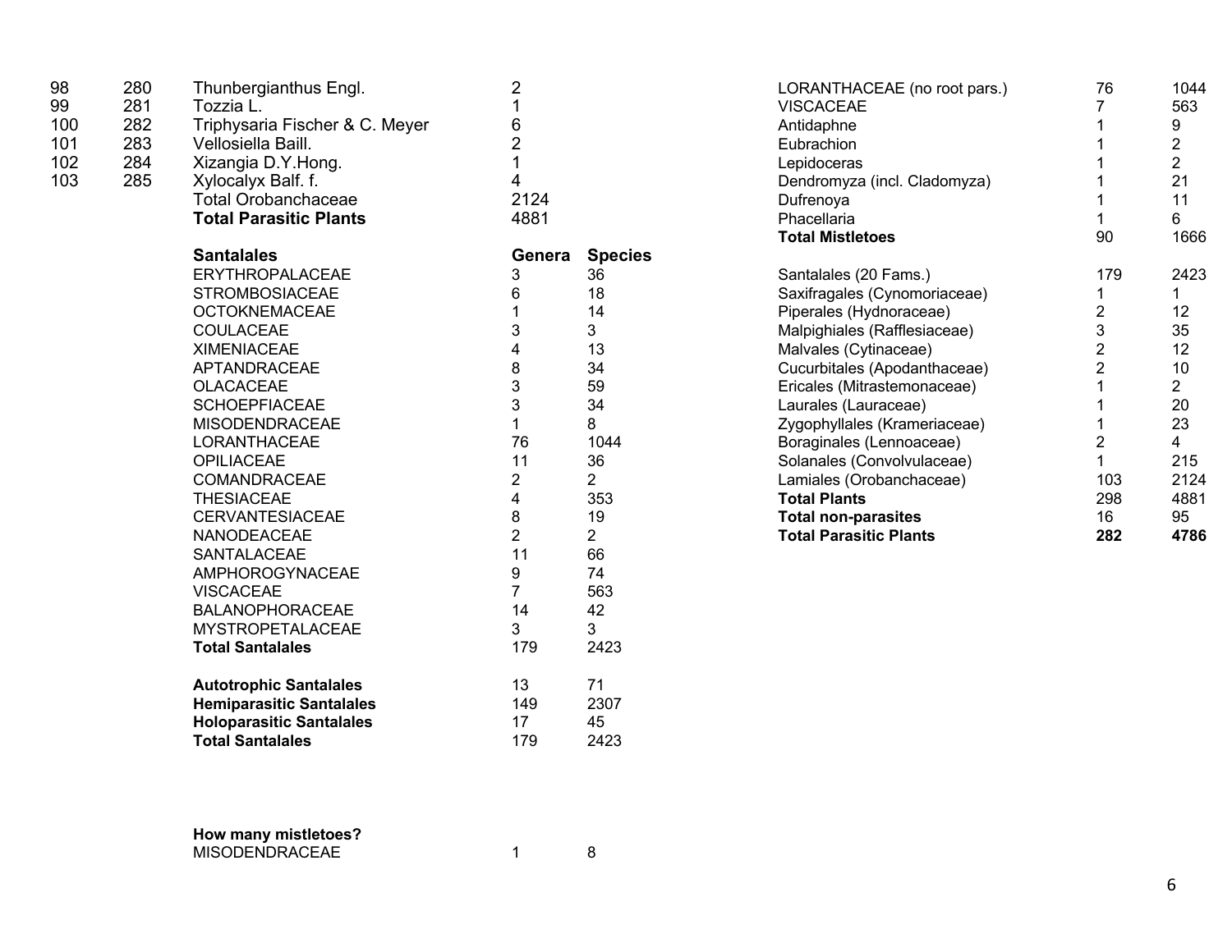| | | | | |
|---|---|---|---|---|
| 98 | 280 | Thunbergianthus Engl. | 2 | |
| 99 | 281 | Tozzia L. | 1 | |
| 100 | 282 | Triphysaria Fischer & C. Meyer | 6 | |
| 101 | 283 | Vellosiella Baill. | 2 | |
| 102 | 284 | Xizangia D.Y.Hong. | 1 | |
| 103 | 285 | Xylocalyx Balf. f. | 4 | |
| | | Total Orobanchaceae | 2124 | |
| | | **Total Parasitic Plants** | 4881 | |

| **Santalales** | **Genera** | **Species** |
|---|---|---|
| ERYTHROPALACEAE | 3 | 36 |
| STROMBOSIACEAE | 6 | 18 |
| OCTOKNEMACEAE | 1 | 14 |
| COULACEAE | 3 | 3 |
| XIMENIACEAE | 4 | 13 |
| APTANDRACEAE | 8 | 34 |
| OLACACEAE | 3 | 59 |
| SCHOEPFIACEAE | 3 | 34 |
| MISODENDRACEAE | 1 | 8 |
| LORANTHACEAE | 76 | 1044 |
| OPILIACEAE | 11 | 36 |
| COMANDRACEAE | 2 | 2 |
| THESIACEAE | 4 | 353 |
| CERVANTESIACEAE | 8 | 19 |
| NANODEACEAE | 2 | 2 |
| SANTALACEAE | 11 | 66 |
| AMPHOROGYNACEAE | 9 | 74 |
| VISCACEAE | 7 | 563 |
| BALANOPHORACEAE | 14 | 42 |
| MYSTROPETALACEAE | 3 | 3 |
| **Total Santalales** | 179 | 2423 |

| | | |
|---|---|---|
| **Autotrophic Santalales** | 13 | 71 |
| **Hemiparasitic Santalales** | 149 | 2307 |
| **Holoparasitic Santalales** | 17 | 45 |
| **Total Santalales** | 179 | 2423 |

**How many mistletoes?**

| | | |
|---|---|---|
| MISODENDRACEAE | 1 | 8 |
| LORANTHACEAE (no root pars.) | 76 | 1044 |
| VISCACEAE | 7 | 563 |
| Antidaphne | 1 | 9 |
| Eubrachion | 1 | 2 |
| Lepidoceras | 1 | 2 |
| Dendromyza (incl. Cladomyza) | 1 | 21 |
| Dufrenoya | 1 | 11 |
| Phacellaria | 1 | 6 |
| **Total Mistletoes** | 90 | 1666 |

| | | |
|---|---|---|
| Santalales (20 Fams.) | 179 | 2423 |
| Saxifragales (Cynomoriaceae) | 1 | 1 |
| Piperales (Hydnoraceae) | 2 | 12 |
| Malpighiales (Rafflesiaceae) | 3 | 35 |
| Malvales (Cytinaceae) | 2 | 12 |
| Cucurbitales (Apodanthaceae) | 2 | 10 |
| Ericales (Mitrastemonaceae) | 1 | 2 |
| Laurales (Lauraceae) | 1 | 20 |
| Zygophyllales (Krameriaceae) | 1 | 23 |
| Boraginales (Lennoaceae) | 2 | 4 |
| Solanales (Convolvulaceae) | 1 | 215 |
| Lamiales (Orobanchaceae) | 103 | 2124 |
| **Total Plants** | 298 | 4881 |
| **Total non-parasites** | 16 | 95 |
| **Total Parasitic Plants** | **282** | **4786** |